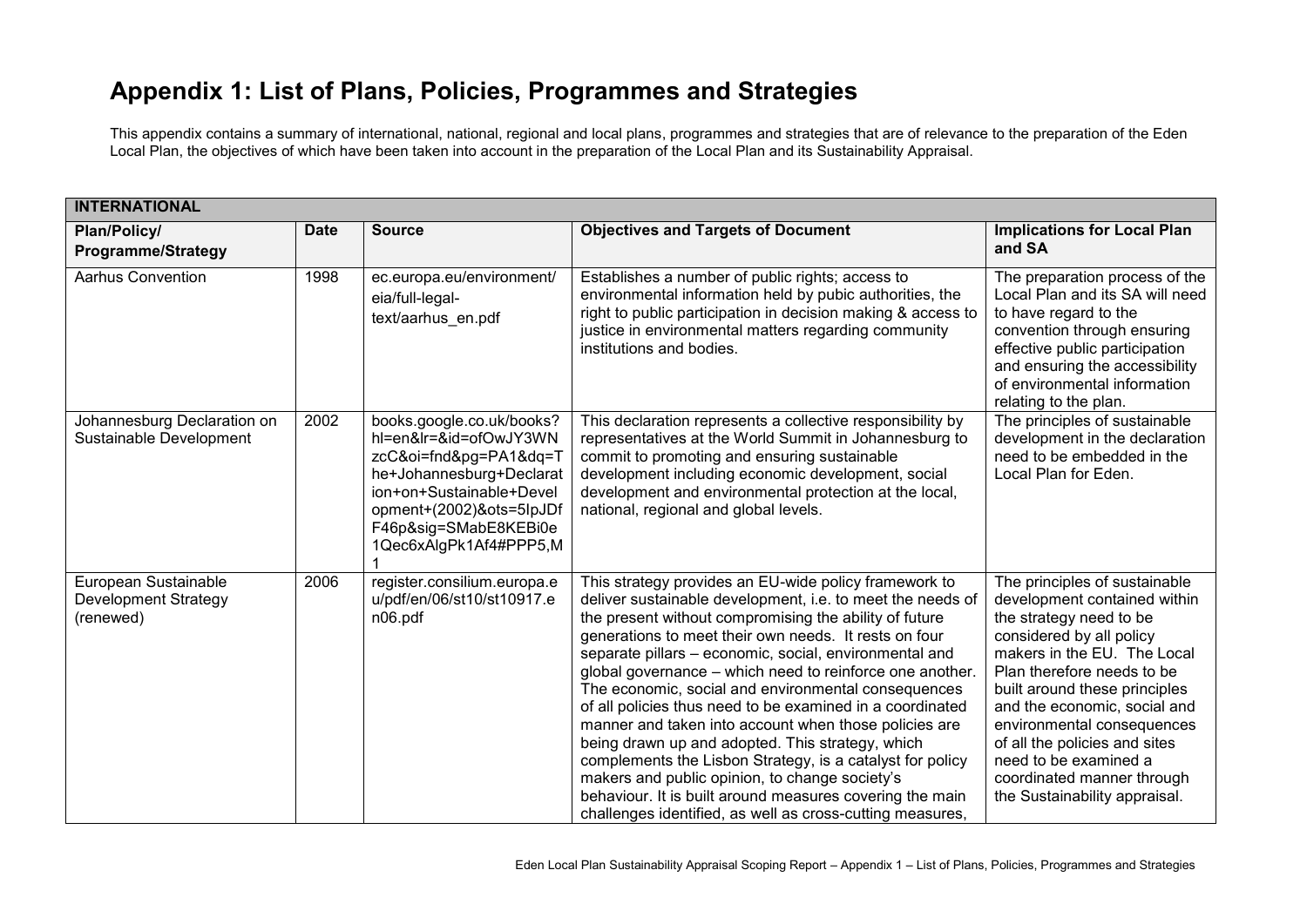# Appendix 1: List of Plans, Policies, Programmes and Strategies

This appendix contains a summary of international, national, regional and local plans, programmes and strategies that are of relevance to the preparation of the Eden Local Plan, the objectives of which have been taken into account in the preparation of the Local Plan and its Sustainability Appraisal.

| INTERNATIONAL | | | | |
|---|---|---|---|---|
| **Plan/Policy/ Programme/Strategy** | **Date** | **Source** | **Objectives and Targets of Document** | **Implications for Local Plan and SA** |
| Aarhus Convention | 1998 | ec.europa.eu/environment/eia/full-legal-text/aarhus_en.pdf | Establishes a number of public rights; access to environmental information held by pubic authorities, the right to public participation in decision making & access to justice in environmental matters regarding community institutions and bodies. | The preparation process of the Local Plan and its SA will need to have regard to the convention through ensuring effective public participation and ensuring the accessibility of environmental information relating to the plan. |
| Johannesburg Declaration on Sustainable Development | 2002 | books.google.co.uk/books?hl=en&lr=&id=ofOwJY3WNzcC&oi=fnd&pg=PA1&dq=The+Johannesburg+Declaration+on+Sustainable+Development+(2002)&ots=5IpJDfF46p&sig=SMabE8KEBi0e1Qec6xAlgPk1Af4#PPP5,M1 | This declaration represents a collective responsibility by representatives at the World Summit in Johannesburg to commit to promoting and ensuring sustainable development including economic development, social development and environmental protection at the local, national, regional and global levels. | The principles of sustainable development in the declaration need to be embedded in the Local Plan for Eden. |
| European Sustainable Development Strategy (renewed) | 2006 | register.consilium.europa.eu/pdf/en/06/st10/st10917.en06.pdf | This strategy provides an EU-wide policy framework to deliver sustainable development, i.e. to meet the needs of the present without compromising the ability of future generations to meet their own needs. It rests on four separate pillars – economic, social, environmental and global governance – which need to reinforce one another. The economic, social and environmental consequences of all policies thus need to be examined in a coordinated manner and taken into account when those policies are being drawn up and adopted. This strategy, which complements the Lisbon Strategy, is a catalyst for policy makers and public opinion, to change society's behaviour. It is built around measures covering the main challenges identified, as well as cross-cutting measures, | The principles of sustainable development contained within the strategy need to be considered by all policy makers in the EU. The Local Plan therefore needs to be built around these principles and the economic, social and environmental consequences of all the policies and sites need to be examined a coordinated manner through the Sustainability appraisal. |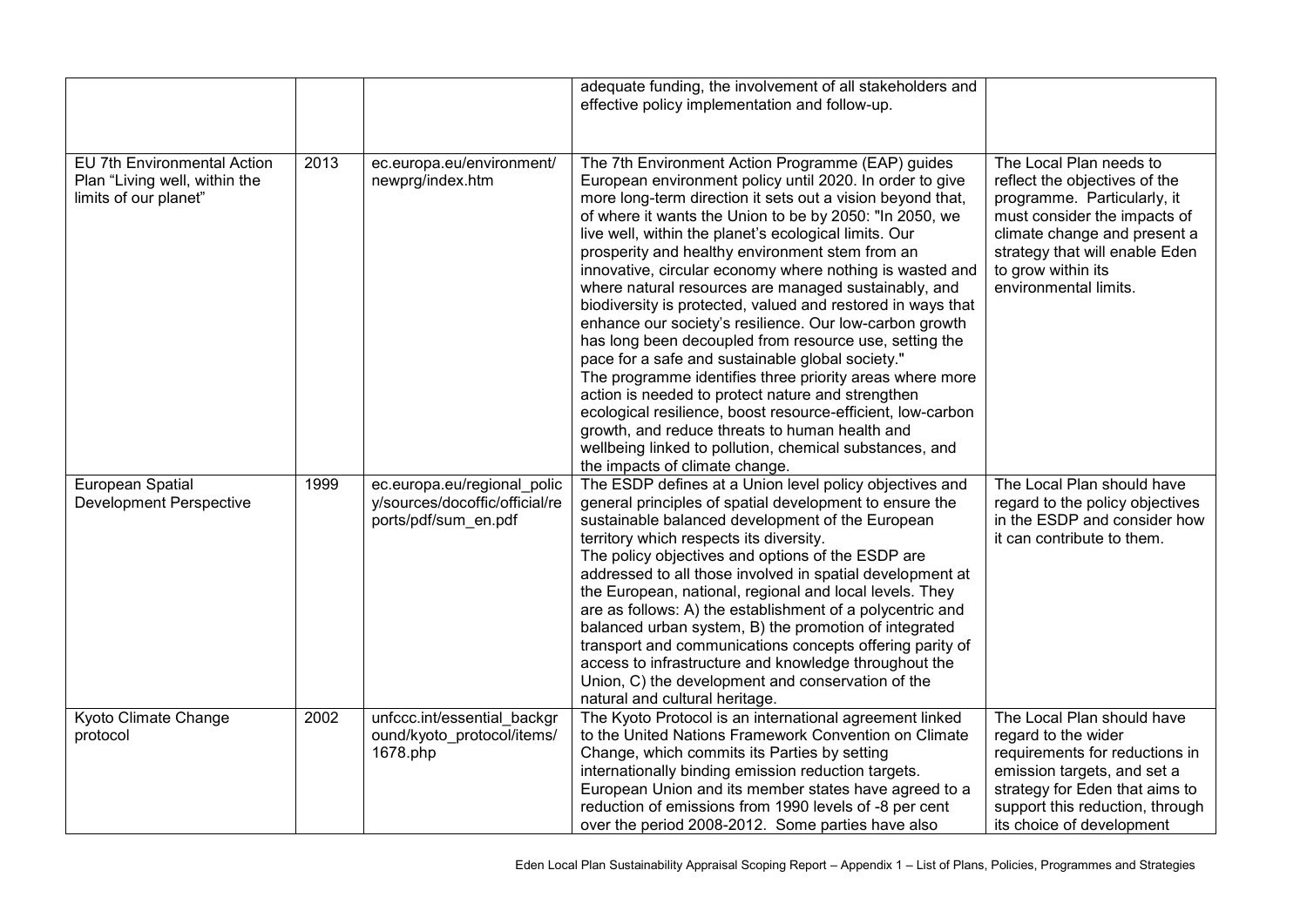| | | | adequate funding, the involvement of all stakeholders and effective policy implementation and follow-up. | |
|---|---|---|---|---|
| EU 7th Environmental Action Plan "Living well, within the limits of our planet" | 2013 | ec.europa.eu/environment/newprg/index.htm | The 7th Environment Action Programme (EAP) guides European environment policy until 2020. In order to give more long-term direction it sets out a vision beyond that, of where it wants the Union to be by 2050: "In 2050, we live well, within the planet's ecological limits. Our prosperity and healthy environment stem from an innovative, circular economy where nothing is wasted and where natural resources are managed sustainably, and biodiversity is protected, valued and restored in ways that enhance our society's resilience. Our low-carbon growth has long been decoupled from resource use, setting the pace for a safe and sustainable global society." The programme identifies three priority areas where more action is needed to protect nature and strengthen ecological resilience, boost resource-efficient, low-carbon growth, and reduce threats to human health and wellbeing linked to pollution, chemical substances, and the impacts of climate change. | The Local Plan needs to reflect the objectives of the programme. Particularly, it must consider the impacts of climate change and present a strategy that will enable Eden to grow within its environmental limits. |
| European Spatial Development Perspective | 1999 | ec.europa.eu/regional_policy/sources/docoffic/official/reports/pdf/sum_en.pdf | The ESDP defines at a Union level policy objectives and general principles of spatial development to ensure the sustainable balanced development of the European territory which respects its diversity. The policy objectives and options of the ESDP are addressed to all those involved in spatial development at the European, national, regional and local levels. They are as follows: A) the establishment of a polycentric and balanced urban system, B) the promotion of integrated transport and communications concepts offering parity of access to infrastructure and knowledge throughout the Union, C) the development and conservation of the natural and cultural heritage. | The Local Plan should have regard to the policy objectives in the ESDP and consider how it can contribute to them. |
| Kyoto Climate Change protocol | 2002 | unfccc.int/essential_background/kyoto_protocol/items/1678.php | The Kyoto Protocol is an international agreement linked to the United Nations Framework Convention on Climate Change, which commits its Parties by setting internationally binding emission reduction targets. European Union and its member states have agreed to a reduction of emissions from 1990 levels of -8 per cent over the period 2008-2012. Some parties have also | The Local Plan should have regard to the wider requirements for reductions in emission targets, and set a strategy for Eden that aims to support this reduction, through its choice of development |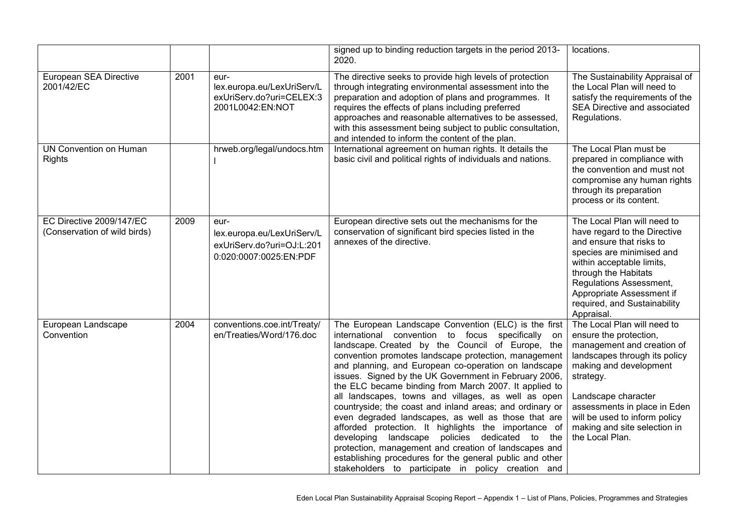| | | | signed up to binding reduction targets in the period 2013-2020. | locations. |
|---|---|---|---|---|
| European SEA Directive 2001/42/EC | 2001 | eur-lex.europa.eu/LexUriServ/LexUriServ.do?uri=CELEX:32001L0042:EN:NOT | The directive seeks to provide high levels of protection through integrating environmental assessment into the preparation and adoption of plans and programmes. It requires the effects of plans including preferred approaches and reasonable alternatives to be assessed, with this assessment being subject to public consultation, and intended to inform the content of the plan. | The Sustainability Appraisal of the Local Plan will need to satisfy the requirements of the SEA Directive and associated Regulations. |
| UN Convention on Human Rights | | hrweb.org/legal/undocs.html | International agreement on human rights. It details the basic civil and political rights of individuals and nations. | The Local Plan must be prepared in compliance with the convention and must not compromise any human rights through its preparation process or its content. |
| EC Directive 2009/147/EC (Conservation of wild birds) | 2009 | eur-lex.europa.eu/LexUriServ/LexUriServ.do?uri=OJ:L:2010:020:0007:0025:EN:PDF | European directive sets out the mechanisms for the conservation of significant bird species listed in the annexes of the directive. | The Local Plan will need to have regard to the Directive and ensure that risks to species are minimised and within acceptable limits, through the Habitats Regulations Assessment, Appropriate Assessment if required, and Sustainability Appraisal. |
| European Landscape Convention | 2004 | conventions.coe.int/Treaty/en/Treaties/Word/176.doc | The European Landscape Convention (ELC) is the first international convention to focus specifically on landscape. Created by the Council of Europe, the convention promotes landscape protection, management and planning, and European co-operation on landscape issues. Signed by the UK Government in February 2006, the ELC became binding from March 2007. It applied to all landscapes, towns and villages, as well as open countryside; the coast and inland areas; and ordinary or even degraded landscapes, as well as those that are afforded protection. It highlights the importance of developing landscape policies dedicated to the protection, management and creation of landscapes and establishing procedures for the general public and other stakeholders to participate in policy creation and | The Local Plan will need to ensure the protection, management and creation of landscapes through its policy making and development strategy.<br><br>Landscape character assessments in place in Eden will be used to inform policy making and site selection in the Local Plan. |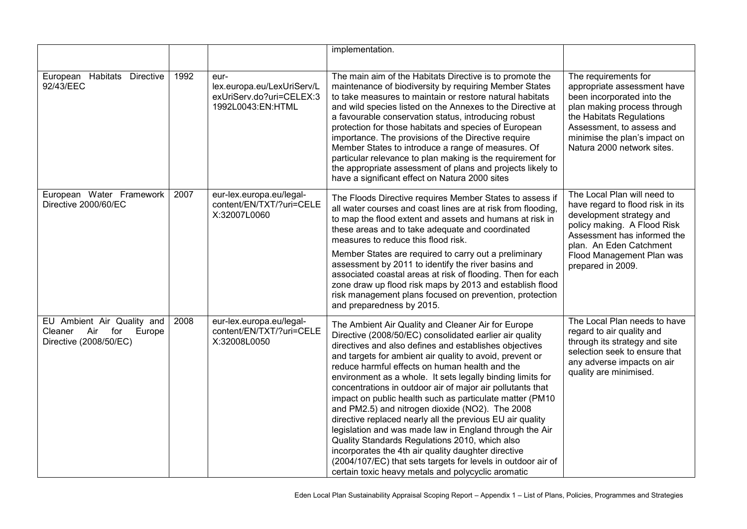| | | | implementation. | |
|---|---|---|---|---|
| European Habitats Directive 92/43/EEC | 1992 | eur-lex.europa.eu/LexUriServ/LexUriServ.do?uri=CELEX:31992L0043:EN:HTML | The main aim of the Habitats Directive is to promote the maintenance of biodiversity by requiring Member States to take measures to maintain or restore natural habitats and wild species listed on the Annexes to the Directive at a favourable conservation status, introducing robust protection for those habitats and species of European importance. The provisions of the Directive require Member States to introduce a range of measures. Of particular relevance to plan making is the requirement for the appropriate assessment of plans and projects likely to have a significant effect on Natura 2000 sites | The requirements for appropriate assessment have been incorporated into the plan making process through the Habitats Regulations Assessment, to assess and minimise the plan's impact on Natura 2000 network sites. |
| European Water Framework Directive 2000/60/EC | 2007 | eur-lex.europa.eu/legal-content/EN/TXT/?uri=CELEX:32007L0060 | The Floods Directive requires Member States to assess if all water courses and coast lines are at risk from flooding, to map the flood extent and assets and humans at risk in these areas and to take adequate and coordinated measures to reduce this flood risk.<br><br>Member States are required to carry out a preliminary assessment by 2011 to identify the river basins and associated coastal areas at risk of flooding. Then for each zone draw up flood risk maps by 2013 and establish flood risk management plans focused on prevention, protection and preparedness by 2015. | The Local Plan will need to have regard to flood risk in its development strategy and policy making. A Flood Risk Assessment has informed the plan. An Eden Catchment Flood Management Plan was prepared in 2009. |
| EU Ambient Air Quality and Cleaner Air for Europe Directive (2008/50/EC) | 2008 | eur-lex.europa.eu/legal-content/EN/TXT/?uri=CELEX:32008L0050 | The Ambient Air Quality and Cleaner Air for Europe Directive (2008/50/EC) consolidated earlier air quality directives and also defines and establishes objectives and targets for ambient air quality to avoid, prevent or reduce harmful effects on human health and the environment as a whole. It sets legally binding limits for concentrations in outdoor air of major air pollutants that impact on public health such as particulate matter (PM10 and PM2.5) and nitrogen dioxide (NO2). The 2008 directive replaced nearly all the previous EU air quality legislation and was made law in England through the Air Quality Standards Regulations 2010, which also incorporates the 4th air quality daughter directive (2004/107/EC) that sets targets for levels in outdoor air of certain toxic heavy metals and polycyclic aromatic | The Local Plan needs to have regard to air quality and through its strategy and site selection seek to ensure that any adverse impacts on air quality are minimised. |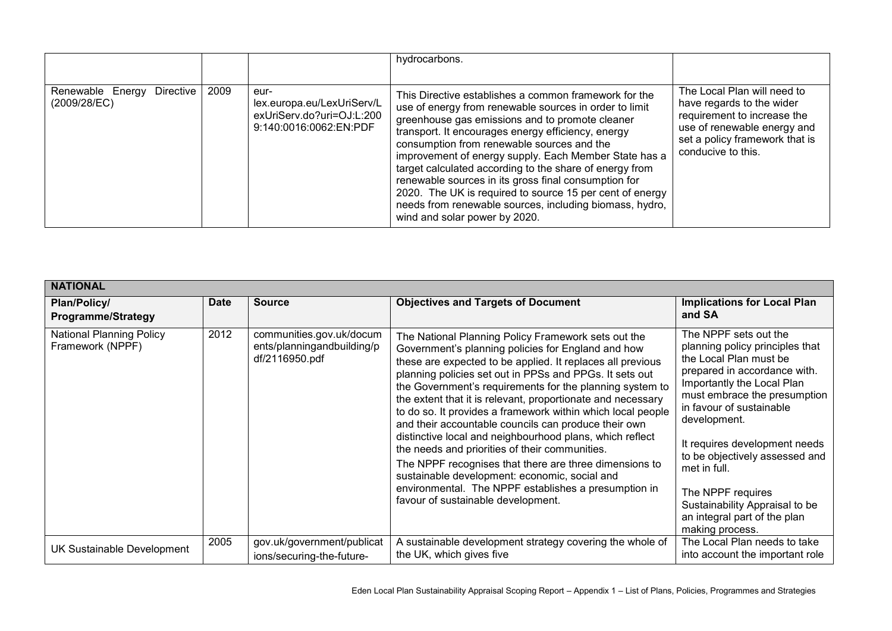|  |  |  | hydrocarbons. |  |
|---|---|---|---|---|
| Renewable Energy Directive (2009/28/EC) | 2009 | eur-lex.europa.eu/LexUriServ/LexUriServ.do?uri=OJ:L:2009:140:0016:0062:EN:PDF | This Directive establishes a common framework for the use of energy from renewable sources in order to limit greenhouse gas emissions and to promote cleaner transport. It encourages energy efficiency, energy consumption from renewable sources and the improvement of energy supply. Each Member State has a target calculated according to the share of energy from renewable sources in its gross final consumption for 2020. The UK is required to source 15 per cent of energy needs from renewable sources, including biomass, hydro, wind and solar power by 2020. | The Local Plan will need to have regards to the wider requirement to increase the use of renewable energy and set a policy framework that is conducive to this. |

| **NATIONAL** | | | | |
|---|---|---|---|---|
| **Plan/Policy/ Programme/Strategy** | **Date** | **Source** | **Objectives and Targets of Document** | **Implications for Local Plan and SA** |
| National Planning Policy Framework (NPPF) | 2012 | communities.gov.uk/documents/planningandbuilding/pdf/2116950.pdf | The National Planning Policy Framework sets out the Government's planning policies for England and how these are expected to be applied. It replaces all previous planning policies set out in PPSs and PPGs. It sets out the Government's requirements for the planning system to the extent that it is relevant, proportionate and necessary to do so. It provides a framework within which local people and their accountable councils can produce their own distinctive local and neighbourhood plans, which reflect the needs and priorities of their communities.<br>The NPPF recognises that there are three dimensions to sustainable development: economic, social and environmental. The NPPF establishes a presumption in favour of sustainable development. | The NPPF sets out the planning policy principles that the Local Plan must be prepared in accordance with. Importantly the Local Plan must embrace the presumption in favour of sustainable development.<br><br>It requires development needs to be objectively assessed and met in full.<br><br>The NPPF requires Sustainability Appraisal to be an integral part of the plan making process. |
| UK Sustainable Development | 2005 | gov.uk/government/publications/securing-the-future- | A sustainable development strategy covering the whole of the UK, which gives five | The Local Plan needs to take into account the important role |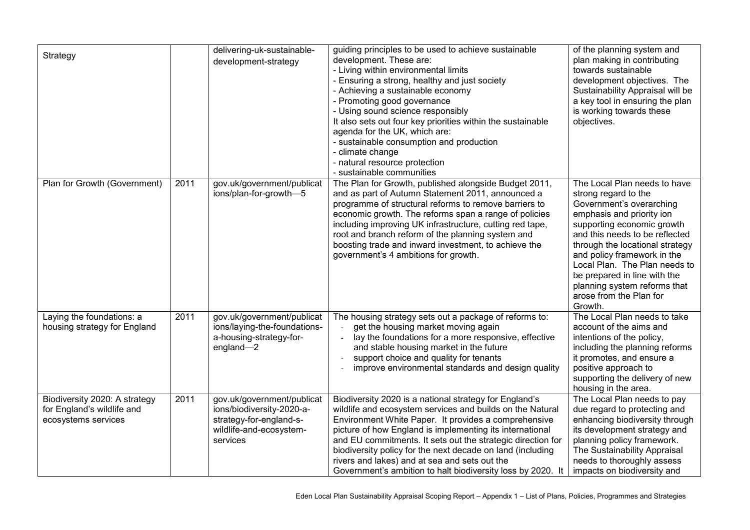| | | | | |
|---|---|---|---|---|
| Strategy | | delivering-uk-sustainable-development-strategy | guiding principles to be used to achieve sustainable development. These are:<br>- Living within environmental limits<br>- Ensuring a strong, healthy and just society<br>- Achieving a sustainable economy<br>- Promoting good governance<br>- Using sound science responsibly<br>It also sets out four key priorities within the sustainable agenda for the UK, which are:<br>- sustainable consumption and production<br>- climate change<br>- natural resource protection<br>- sustainable communities | of the planning system and plan making in contributing towards sustainable development objectives. The Sustainability Appraisal will be a key tool in ensuring the plan is working towards these objectives. |
| Plan for Growth (Government) | 2011 | gov.uk/government/publications/plan-for-growth—5 | The Plan for Growth, published alongside Budget 2011, and as part of Autumn Statement 2011, announced a programme of structural reforms to remove barriers to economic growth. The reforms span a range of policies including improving UK infrastructure, cutting red tape, root and branch reform of the planning system and boosting trade and inward investment, to achieve the government's 4 ambitions for growth. | The Local Plan needs to have strong regard to the Government's overarching emphasis and priority ion supporting economic growth and this needs to be reflected through the locational strategy and policy framework in the Local Plan. The Plan needs to be prepared in line with the planning system reforms that arose from the Plan for Growth. |
| Laying the foundations: a housing strategy for England | 2011 | gov.uk/government/publications/laying-the-foundations-a-housing-strategy-for-england—2 | The housing strategy sets out a package of reforms to:<br>- get the housing market moving again<br>- lay the foundations for a more responsive, effective and stable housing market in the future<br>- support choice and quality for tenants<br>- improve environmental standards and design quality | The Local Plan needs to take account of the aims and intentions of the policy, including the planning reforms it promotes, and ensure a positive approach to supporting the delivery of new housing in the area. |
| Biodiversity 2020: A strategy for England's wildlife and ecosystems services | 2011 | gov.uk/government/publications/biodiversity-2020-a-strategy-for-england-s-wildlife-and-ecosystem-services | Biodiversity 2020 is a national strategy for England's wildlife and ecosystem services and builds on the Natural Environment White Paper. It provides a comprehensive picture of how England is implementing its international and EU commitments. It sets out the strategic direction for biodiversity policy for the next decade on land (including rivers and lakes) and at sea and sets out the Government's ambition to halt biodiversity loss by 2020. It | The Local Plan needs to pay due regard to protecting and enhancing biodiversity through its development strategy and planning policy framework. The Sustainability Appraisal needs to thoroughly assess impacts on biodiversity and |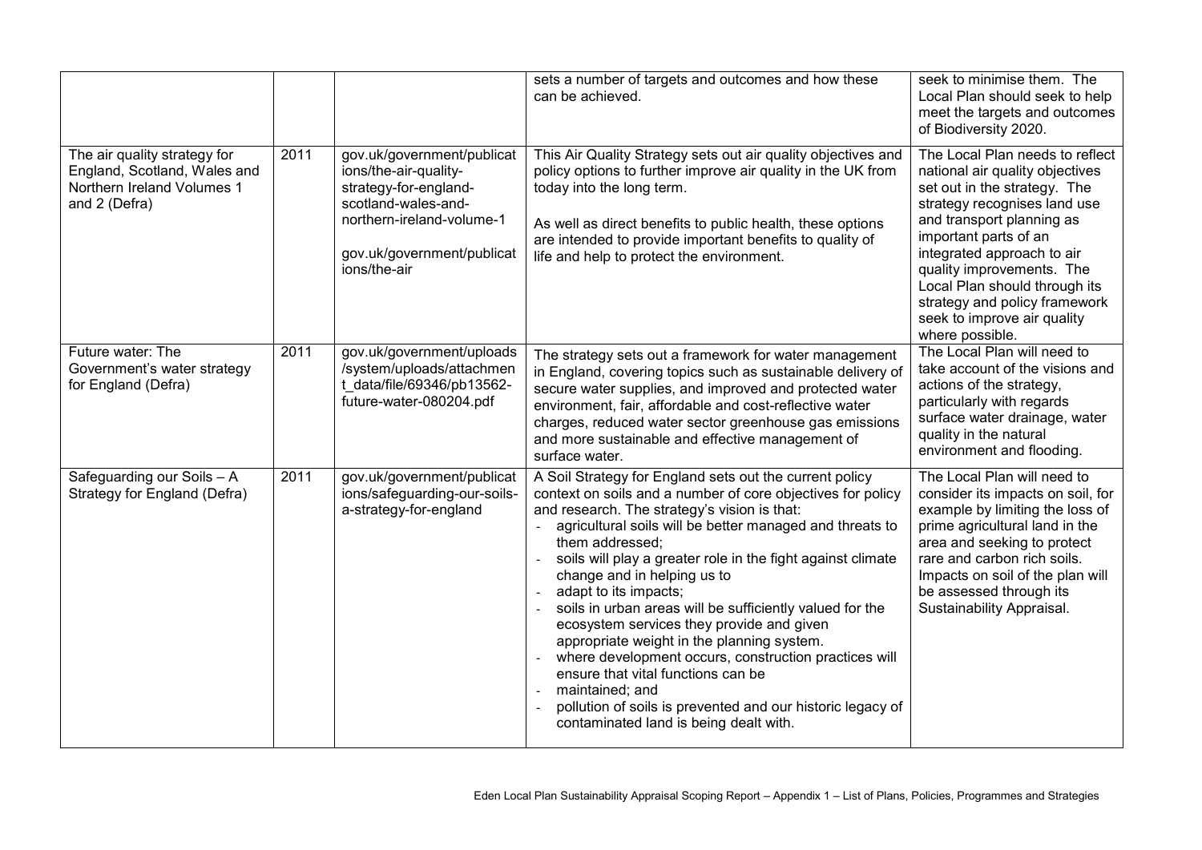| | | | | |
|---|---|---|---|---|
| | | | sets a number of targets and outcomes and how these can be achieved. | seek to minimise them. The Local Plan should seek to help meet the targets and outcomes of Biodiversity 2020. |
| The air quality strategy for England, Scotland, Wales and Northern Ireland Volumes 1 and 2 (Defra) | 2011 | gov.uk/government/publications/the-air-quality-strategy-for-england-scotland-wales-and-northern-ireland-volume-1<br><br>gov.uk/government/publications/the-air | This Air Quality Strategy sets out air quality objectives and policy options to further improve air quality in the UK from today into the long term.<br><br>As well as direct benefits to public health, these options are intended to provide important benefits to quality of life and help to protect the environment. | The Local Plan needs to reflect national air quality objectives set out in the strategy. The strategy recognises land use and transport planning as important parts of an integrated approach to air quality improvements. The Local Plan should through its strategy and policy framework seek to improve air quality where possible. |
| Future water: The Government's water strategy for England (Defra) | 2011 | gov.uk/government/uploads/system/uploads/attachment_data/file/69346/pb13562-future-water-080204.pdf | The strategy sets out a framework for water management in England, covering topics such as sustainable delivery of secure water supplies, and improved and protected water environment, fair, affordable and cost-reflective water charges, reduced water sector greenhouse gas emissions and more sustainable and effective management of surface water. | The Local Plan will need to take account of the visions and actions of the strategy, particularly with regards surface water drainage, water quality in the natural environment and flooding. |
| Safeguarding our Soils – A Strategy for England (Defra) | 2011 | gov.uk/government/publications/safeguarding-our-soils-a-strategy-for-england | A Soil Strategy for England sets out the current policy context on soils and a number of core objectives for policy and research. The strategy's vision is that:<br>- agricultural soils will be better managed and threats to them addressed;<br>- soils will play a greater role in the fight against climate change and in helping us to<br>- adapt to its impacts;<br>- soils in urban areas will be sufficiently valued for the ecosystem services they provide and given appropriate weight in the planning system.<br>- where development occurs, construction practices will ensure that vital functions can be<br>- maintained; and<br>- pollution of soils is prevented and our historic legacy of contaminated land is being dealt with. | The Local Plan will need to consider its impacts on soil, for example by limiting the loss of prime agricultural land in the area and seeking to protect rare and carbon rich soils. Impacts on soil of the plan will be assessed through its Sustainability Appraisal. |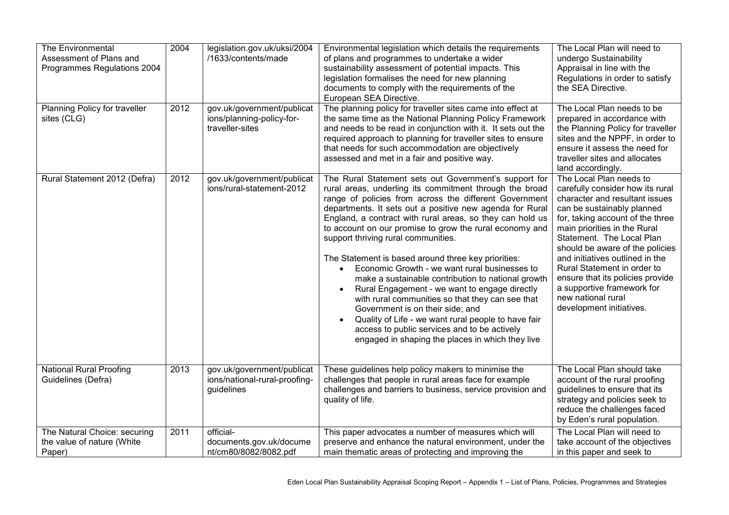| The Environmental Assessment of Plans and Programmes Regulations 2004 | 2004 | legislation.gov.uk/uksi/2004/1633/contents/made | Environmental legislation which details the requirements of plans and programmes to undertake a wider sustainability assessment of potential impacts. This legislation formalises the need for new planning documents to comply with the requirements of the European SEA Directive. | The Local Plan will need to undergo Sustainability Appraisal in line with the Regulations in order to satisfy the SEA Directive. |
|---|---|---|---|---|
| Planning Policy for traveller sites (CLG) | 2012 | gov.uk/government/publications/planning-policy-for-traveller-sites | The planning policy for traveller sites came into effect at the same time as the National Planning Policy Framework and needs to be read in conjunction with it. It sets out the required approach to planning for traveller sites to ensure that needs for such accommodation are objectively assessed and met in a fair and positive way. | The Local Plan needs to be prepared in accordance with the Planning Policy for traveller sites and the NPPF, in order to ensure it assess the need for traveller sites and allocates land accordingly. |
| Rural Statement 2012 (Defra) | 2012 | gov.uk/government/publications/rural-statement-2012 | The Rural Statement sets out Government's support for rural areas, underling its commitment through the broad range of policies from across the different Government departments. It sets out a positive new agenda for Rural England, a contract with rural areas, so they can hold us to account on our promise to grow the rural economy and support thriving rural communities.<br><br>The Statement is based around three key priorities:<br>• Economic Growth - we want rural businesses to make a sustainable contribution to national growth<br>• Rural Engagement - we want to engage directly with rural communities so that they can see that Government is on their side; and<br>• Quality of Life - we want rural people to have fair access to public services and to be actively engaged in shaping the places in which they live | The Local Plan needs to carefully consider how its rural character and resultant issues can be sustainably planned for, taking account of the three main priorities in the Rural Statement. The Local Plan should be aware of the policies and initiatives outlined in the Rural Statement in order to ensure that its policies provide a supportive framework for new national rural development initiatives. |
| National Rural Proofing Guidelines (Defra) | 2013 | gov.uk/government/publications/national-rural-proofing-guidelines | These guidelines help policy makers to minimise the challenges that people in rural areas face for example challenges and barriers to business, service provision and quality of life. | The Local Plan should take account of the rural proofing guidelines to ensure that its strategy and policies seek to reduce the challenges faced by Eden's rural population. |
| The Natural Choice: securing the value of nature (White Paper) | 2011 | official-documents.gov.uk/document/cm80/8082/8082.pdf | This paper advocates a number of measures which will preserve and enhance the natural environment, under the main thematic areas of protecting and improving the | The Local Plan will need to take account of the objectives in this paper and seek to |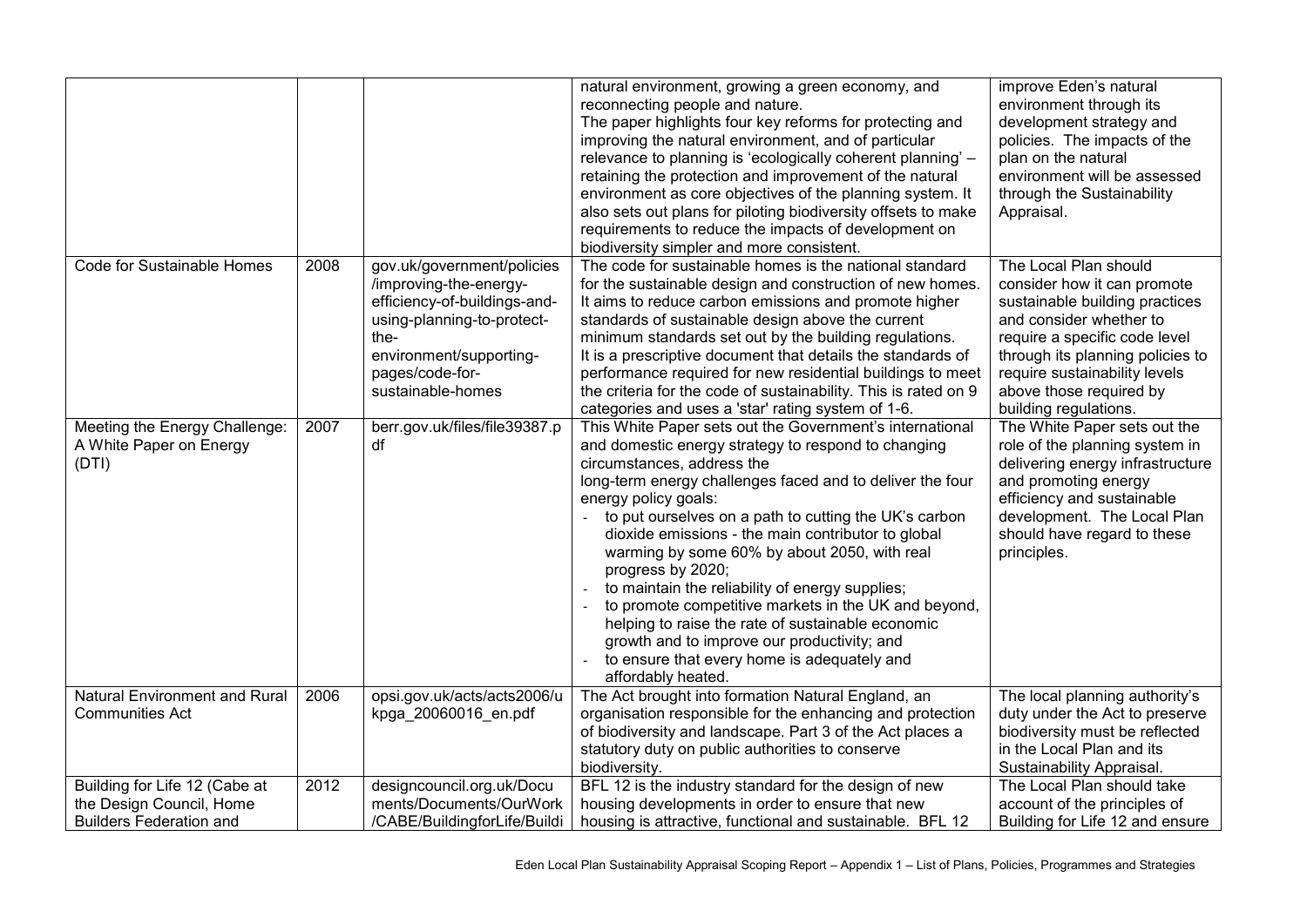| | | | | |
|---|---|---|---|---|
| | | | natural environment, growing a green economy, and reconnecting people and nature. The paper highlights four key reforms for protecting and improving the natural environment, and of particular relevance to planning is 'ecologically coherent planning' – retaining the protection and improvement of the natural environment as core objectives of the planning system. It also sets out plans for piloting biodiversity offsets to make requirements to reduce the impacts of development on biodiversity simpler and more consistent. | improve Eden's natural environment through its development strategy and policies. The impacts of the plan on the natural environment will be assessed through the Sustainability Appraisal. |
| Code for Sustainable Homes | 2008 | gov.uk/government/policies/improving-the-energy-efficiency-of-buildings-and-using-planning-to-protect-the-environment/supporting-pages/code-for-sustainable-homes | The code for sustainable homes is the national standard for the sustainable design and construction of new homes. It aims to reduce carbon emissions and promote higher standards of sustainable design above the current minimum standards set out by the building regulations. It is a prescriptive document that details the standards of performance required for new residential buildings to meet the criteria for the code of sustainability. This is rated on 9 categories and uses a 'star' rating system of 1-6. | The Local Plan should consider how it can promote sustainable building practices and consider whether to require a specific code level through its planning policies to require sustainability levels above those required by building regulations. |
| Meeting the Energy Challenge: A White Paper on Energy (DTI) | 2007 | berr.gov.uk/files/file39387.pdf | This White Paper sets out the Government's international and domestic energy strategy to respond to changing circumstances, address the long-term energy challenges faced and to deliver the four energy policy goals:<br>- to put ourselves on a path to cutting the UK's carbon dioxide emissions - the main contributor to global warming by some 60% by about 2050, with real progress by 2020;<br>- to maintain the reliability of energy supplies;<br>- to promote competitive markets in the UK and beyond, helping to raise the rate of sustainable economic growth and to improve our productivity; and<br>- to ensure that every home is adequately and affordably heated. | The White Paper sets out the role of the planning system in delivering energy infrastructure and promoting energy efficiency and sustainable development. The Local Plan should have regard to these principles. |
| Natural Environment and Rural Communities Act | 2006 | opsi.gov.uk/acts/acts2006/ukpga_20060016_en.pdf | The Act brought into formation Natural England, an organisation responsible for the enhancing and protection of biodiversity and landscape. Part 3 of the Act places a statutory duty on public authorities to conserve biodiversity. | The local planning authority's duty under the Act to preserve biodiversity must be reflected in the Local Plan and its Sustainability Appraisal. |
| Building for Life 12 (Cabe at the Design Council, Home Builders Federation and | 2012 | designcouncil.org.uk/Documents/Documents/OurWork/CABE/BuildingforLife/Buildi | BFL 12 is the industry standard for the design of new housing developments in order to ensure that new housing is attractive, functional and sustainable. BFL 12 | The Local Plan should take account of the principles of Building for Life 12 and ensure |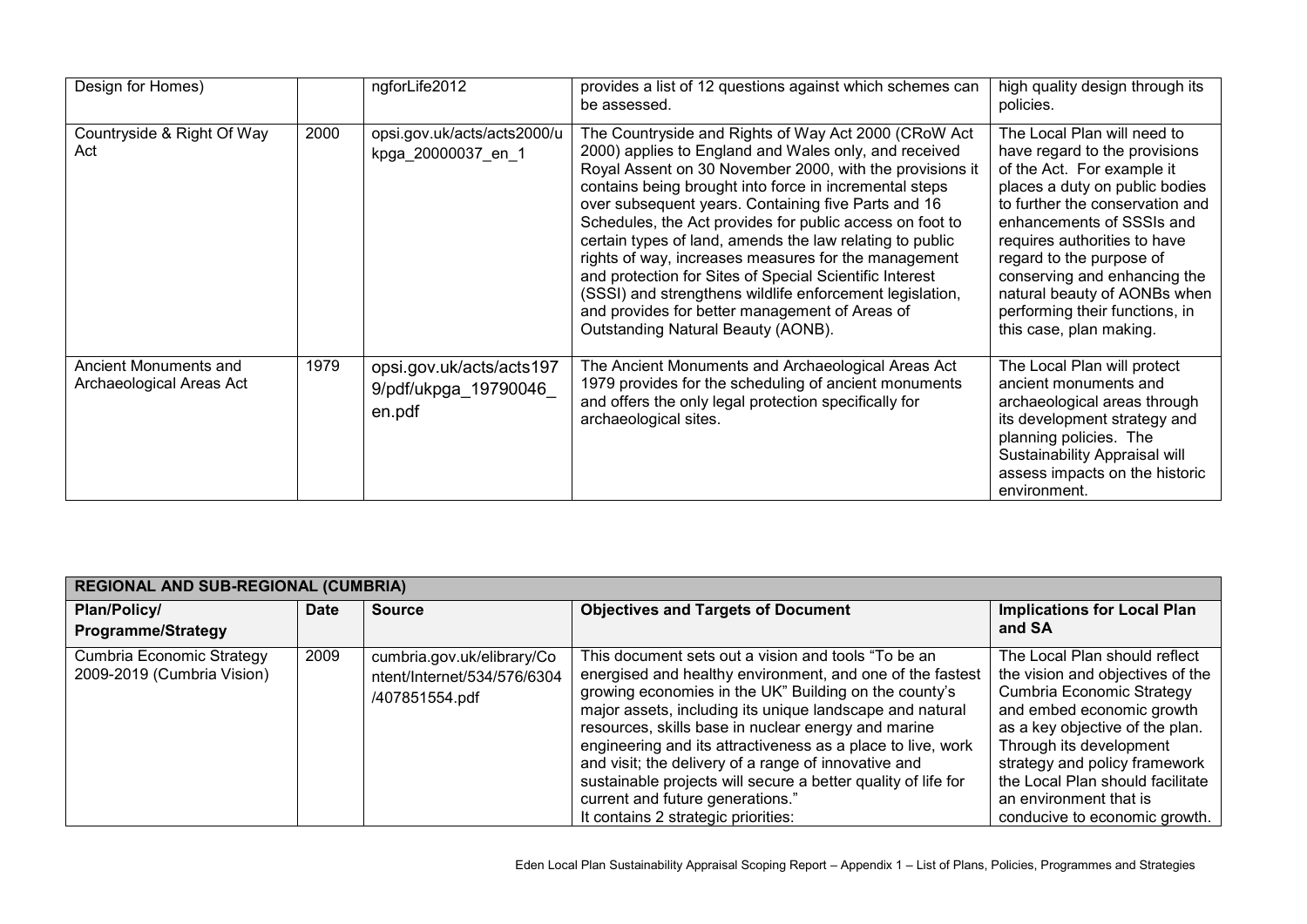| Design for Homes) | | ngforLife2012 | provides a list of 12 questions against which schemes can be assessed. | high quality design through its policies. |
|---|---|---|---|---|
| Countryside & Right Of Way Act | 2000 | opsi.gov.uk/acts/acts2000/ukpga_20000037_en_1 | The Countryside and Rights of Way Act 2000 (CRoW Act 2000) applies to England and Wales only, and received Royal Assent on 30 November 2000, with the provisions it contains being brought into force in incremental steps over subsequent years. Containing five Parts and 16 Schedules, the Act provides for public access on foot to certain types of land, amends the law relating to public rights of way, increases measures for the management and protection for Sites of Special Scientific Interest (SSSI) and strengthens wildlife enforcement legislation, and provides for better management of Areas of Outstanding Natural Beauty (AONB). | The Local Plan will need to have regard to the provisions of the Act. For example it places a duty on public bodies to further the conservation and enhancements of SSSIs and requires authorities to have regard to the purpose of conserving and enhancing the natural beauty of AONBs when performing their functions, in this case, plan making. |
| Ancient Monuments and Archaeological Areas Act | 1979 | opsi.gov.uk/acts/acts1979/pdf/ukpga_19790046_en.pdf | The Ancient Monuments and Archaeological Areas Act 1979 provides for the scheduling of ancient monuments and offers the only legal protection specifically for archaeological sites. | The Local Plan will protect ancient monuments and archaeological areas through its development strategy and planning policies. The Sustainability Appraisal will assess impacts on the historic environment. |

| **REGIONAL AND SUB-REGIONAL (CUMBRIA)** | | | | |
|---|---|---|---|---|
| **Plan/Policy/ Programme/Strategy** | **Date** | **Source** | **Objectives and Targets of Document** | **Implications for Local Plan and SA** |
| Cumbria Economic Strategy 2009-2019 (Cumbria Vision) | 2009 | cumbria.gov.uk/elibrary/Content/Internet/534/576/6304/407851554.pdf | This document sets out a vision and tools "To be an energised and healthy environment, and one of the fastest growing economies in the UK" Building on the county's major assets, including its unique landscape and natural resources, skills base in nuclear energy and marine engineering and its attractiveness as a place to live, work and visit; the delivery of a range of innovative and sustainable projects will secure a better quality of life for current and future generations."<br>It contains 2 strategic priorities: | The Local Plan should reflect the vision and objectives of the Cumbria Economic Strategy and embed economic growth as a key objective of the plan. Through its development strategy and policy framework the Local Plan should facilitate an environment that is conducive to economic growth. |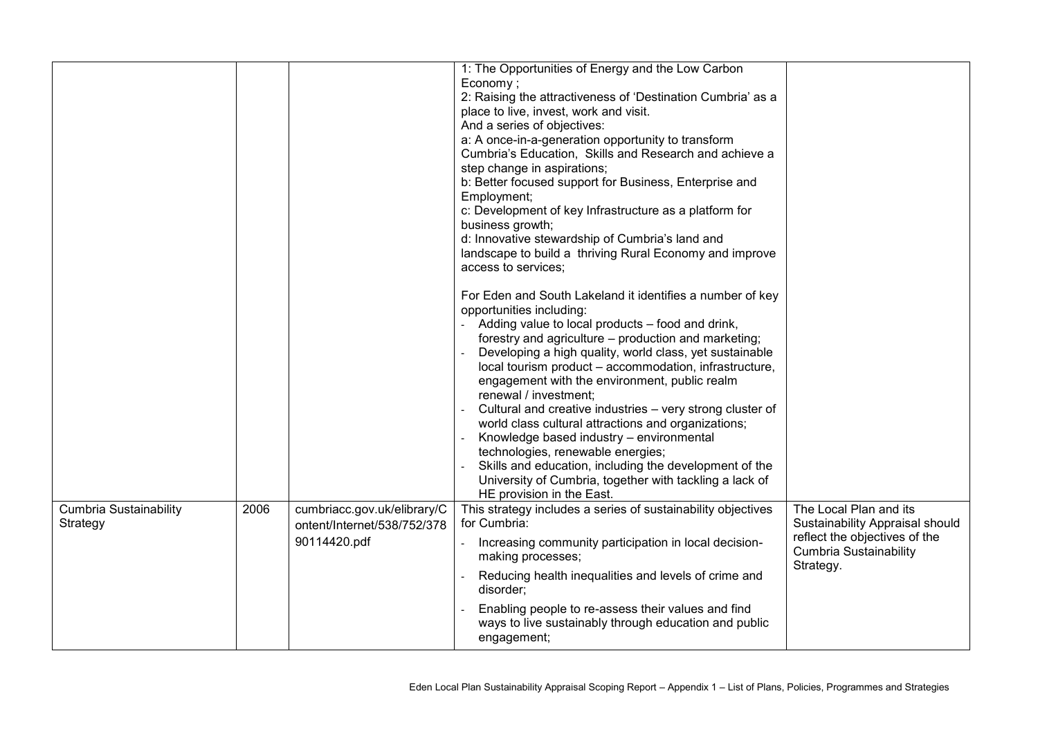| | | | | |
|---|---|---|---|---|
| | | | 1: The Opportunities of Energy and the Low Carbon Economy ;<br>2: Raising the attractiveness of 'Destination Cumbria' as a place to live, invest, work and visit.<br>And a series of objectives:<br>a: A once-in-a-generation opportunity to transform Cumbria's Education, Skills and Research and achieve a step change in aspirations;<br>b: Better focused support for Business, Enterprise and Employment;<br>c: Development of key Infrastructure as a platform for business growth;<br>d: Innovative stewardship of Cumbria's land and landscape to build a thriving Rural Economy and improve access to services;<br><br>For Eden and South Lakeland it identifies a number of key opportunities including:<br>- Adding value to local products – food and drink, forestry and agriculture – production and marketing;<br>- Developing a high quality, world class, yet sustainable local tourism product – accommodation, infrastructure, engagement with the environment, public realm renewal / investment;<br>- Cultural and creative industries – very strong cluster of world class cultural attractions and organizations;<br>- Knowledge based industry – environmental technologies, renewable energies;<br>- Skills and education, including the development of the University of Cumbria, together with tackling a lack of HE provision in the East. | |
| Cumbria Sustainability Strategy | 2006 | cumbriacc.gov.uk/elibrary/Content/Internet/538/752/37890114420.pdf | This strategy includes a series of sustainability objectives for Cumbria:<br>- Increasing community participation in local decision-making processes;<br>- Reducing health inequalities and levels of crime and disorder;<br>- Enabling people to re-assess their values and find ways to live sustainably through education and public engagement; | The Local Plan and its Sustainability Appraisal should reflect the objectives of the Cumbria Sustainability Strategy. |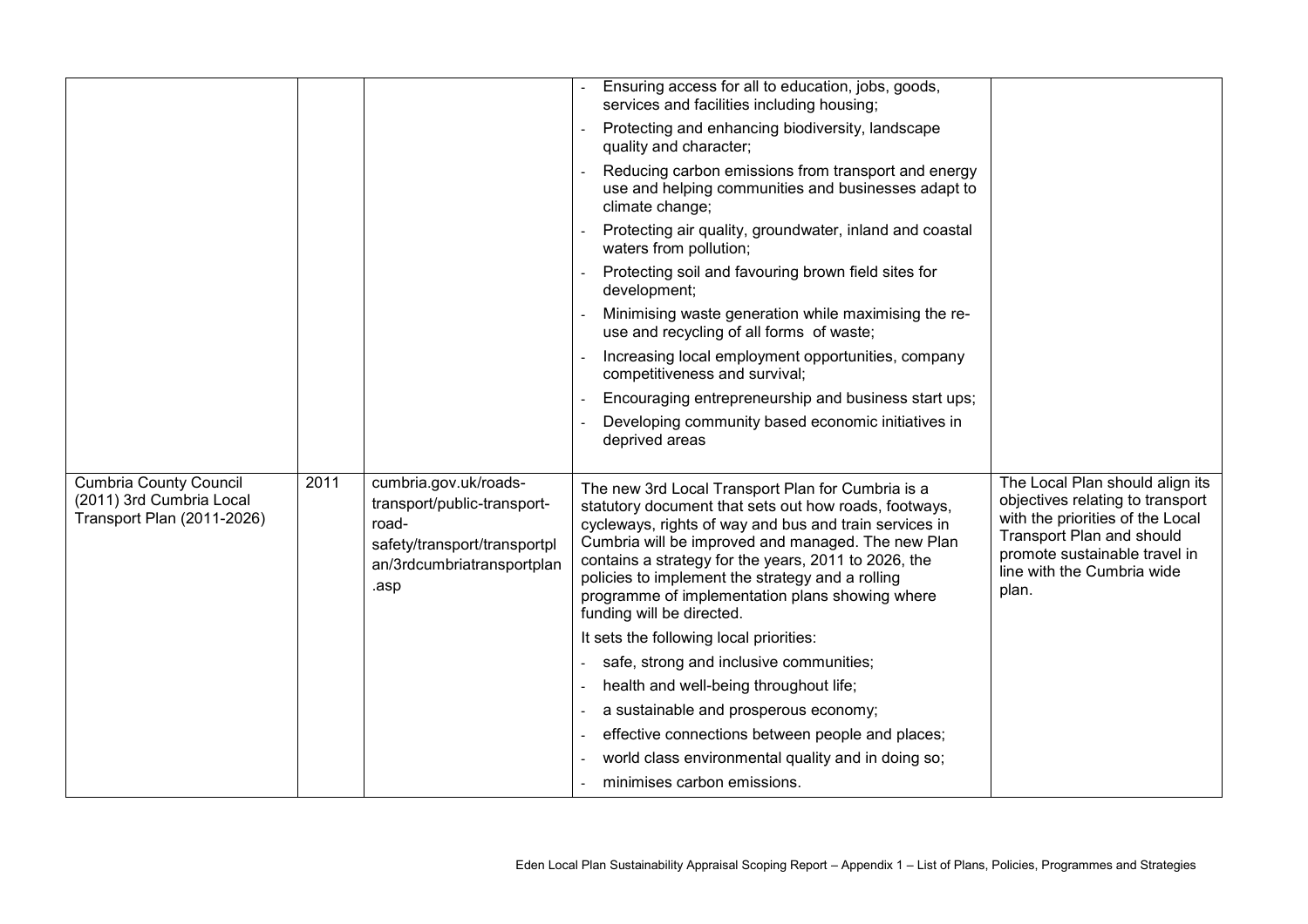| | | | | |
|---|---|---|---|---|
| | | | - Ensuring access for all to education, jobs, goods, services and facilities including housing;<br>- Protecting and enhancing biodiversity, landscape quality and character;<br>- Reducing carbon emissions from transport and energy use and helping communities and businesses adapt to climate change;<br>- Protecting air quality, groundwater, inland and coastal waters from pollution;<br>- Protecting soil and favouring brown field sites for development;<br>- Minimising waste generation while maximising the re-use and recycling of all forms of waste;<br>- Increasing local employment opportunities, company competitiveness and survival;<br>- Encouraging entrepreneurship and business start ups;<br>- Developing community based economic initiatives in deprived areas | |
| Cumbria County Council (2011) 3rd Cumbria Local Transport Plan (2011-2026) | 2011 | cumbria.gov.uk/roads-transport/public-transport-road-safety/transport/transportplan/3rdcumbriatransportplan.asp | The new 3rd Local Transport Plan for Cumbria is a statutory document that sets out how roads, footways, cycleways, rights of way and bus and train services in Cumbria will be improved and managed. The new Plan contains a strategy for the years, 2011 to 2026, the policies to implement the strategy and a rolling programme of implementation plans showing where funding will be directed.<br>It sets the following local priorities:<br>- safe, strong and inclusive communities;<br>- health and well-being throughout life;<br>- a sustainable and prosperous economy;<br>- effective connections between people and places;<br>- world class environmental quality and in doing so;<br>- minimises carbon emissions. | The Local Plan should align its objectives relating to transport with the priorities of the Local Transport Plan and should promote sustainable travel in line with the Cumbria wide plan. |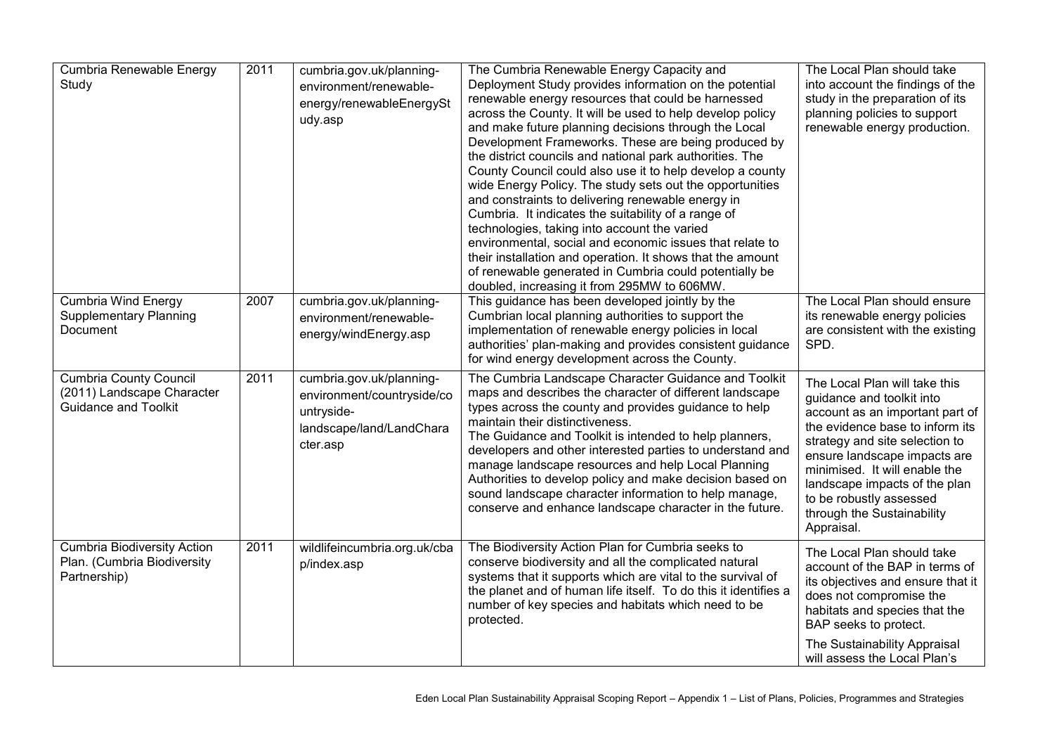| Cumbria Renewable Energy Study | 2011 | cumbria.gov.uk/planning-environment/renewable-energy/renewableEnergyStudy.asp | The Cumbria Renewable Energy Capacity and Deployment Study provides information on the potential renewable energy resources that could be harnessed across the County. It will be used to help develop policy and make future planning decisions through the Local Development Frameworks. These are being produced by the district councils and national park authorities. The County Council could also use it to help develop a county wide Energy Policy. The study sets out the opportunities and constraints to delivering renewable energy in Cumbria. It indicates the suitability of a range of technologies, taking into account the varied environmental, social and economic issues that relate to their installation and operation. It shows that the amount of renewable generated in Cumbria could potentially be doubled, increasing it from 295MW to 606MW. | The Local Plan should take into account the findings of the study in the preparation of its planning policies to support renewable energy production. |
|---|---|---|---|---|
| Cumbria Wind Energy Supplementary Planning Document | 2007 | cumbria.gov.uk/planning-environment/renewable-energy/windEnergy.asp | This guidance has been developed jointly by the Cumbrian local planning authorities to support the implementation of renewable energy policies in local authorities' plan-making and provides consistent guidance for wind energy development across the County. | The Local Plan should ensure its renewable energy policies are consistent with the existing SPD. |
| Cumbria County Council (2011) Landscape Character Guidance and Toolkit | 2011 | cumbria.gov.uk/planning-environment/countryside/countryside-landscape/land/LandCharacter.asp | The Cumbria Landscape Character Guidance and Toolkit maps and describes the character of different landscape types across the county and provides guidance to help maintain their distinctiveness.<br>The Guidance and Toolkit is intended to help planners, developers and other interested parties to understand and manage landscape resources and help Local Planning Authorities to develop policy and make decision based on sound landscape character information to help manage, conserve and enhance landscape character in the future. | The Local Plan will take this guidance and toolkit into account as an important part of the evidence base to inform its strategy and site selection to ensure landscape impacts are minimised. It will enable the landscape impacts of the plan to be robustly assessed through the Sustainability Appraisal. |
| Cumbria Biodiversity Action Plan. (Cumbria Biodiversity Partnership) | 2011 | wildlifeincumbria.org.uk/cbap/index.asp | The Biodiversity Action Plan for Cumbria seeks to conserve biodiversity and all the complicated natural systems that it supports which are vital to the survival of the planet and of human life itself. To do this it identifies a number of key species and habitats which need to be protected. | The Local Plan should take account of the BAP in terms of its objectives and ensure that it does not compromise the habitats and species that the BAP seeks to protect.<br>The Sustainability Appraisal will assess the Local Plan's |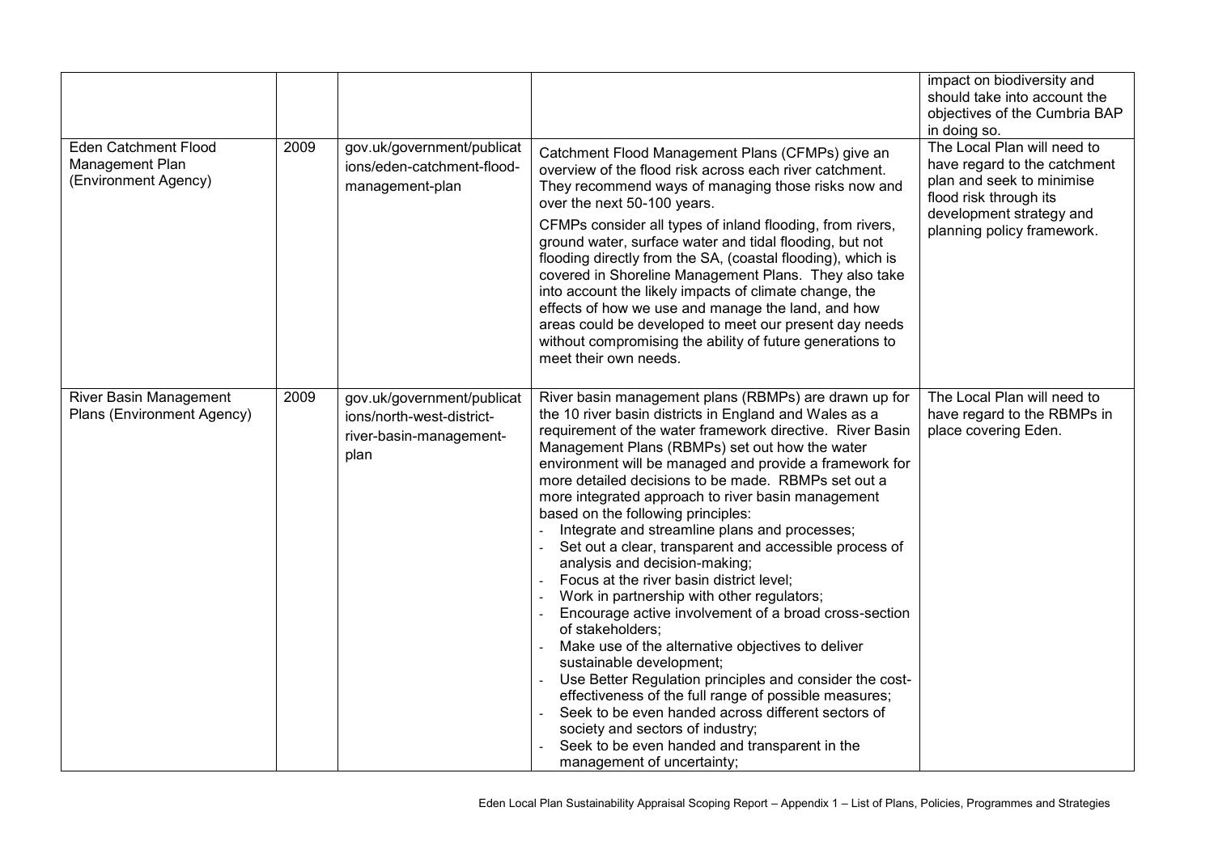| | | | | impact on biodiversity and should take into account the objectives of the Cumbria BAP in doing so. |
|---|---|---|---|---|
| Eden Catchment Flood Management Plan (Environment Agency) | 2009 | gov.uk/government/publications/eden-catchment-flood-management-plan | Catchment Flood Management Plans (CFMPs) give an overview of the flood risk across each river catchment. They recommend ways of managing those risks now and over the next 50-100 years.<br><br>CFMPs consider all types of inland flooding, from rivers, ground water, surface water and tidal flooding, but not flooding directly from the SA, (coastal flooding), which is covered in Shoreline Management Plans. They also take into account the likely impacts of climate change, the effects of how we use and manage the land, and how areas could be developed to meet our present day needs without compromising the ability of future generations to meet their own needs. | The Local Plan will need to have regard to the catchment plan and seek to minimise flood risk through its development strategy and planning policy framework. |
| River Basin Management Plans (Environment Agency) | 2009 | gov.uk/government/publications/north-west-district-river-basin-management-plan | River basin management plans (RBMPs) are drawn up for the 10 river basin districts in England and Wales as a requirement of the water framework directive. River Basin Management Plans (RBMPs) set out how the water environment will be managed and provide a framework for more detailed decisions to be made. RBMPs set out a more integrated approach to river basin management based on the following principles:<br>- Integrate and streamline plans and processes;<br>- Set out a clear, transparent and accessible process of analysis and decision-making;<br>- Focus at the river basin district level;<br>- Work in partnership with other regulators;<br>- Encourage active involvement of a broad cross-section of stakeholders;<br>- Make use of the alternative objectives to deliver sustainable development;<br>- Use Better Regulation principles and consider the cost-effectiveness of the full range of possible measures;<br>- Seek to be even handed across different sectors of society and sectors of industry;<br>- Seek to be even handed and transparent in the management of uncertainty; | The Local Plan will need to have regard to the RBMPs in place covering Eden. |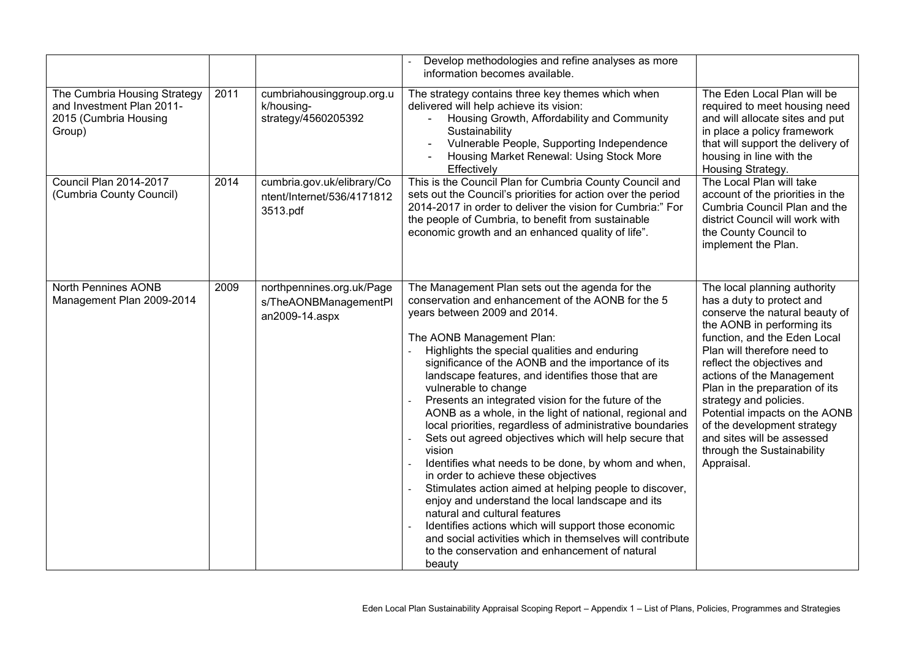| | | | | |
|---|---|---|---|---|
| | | | - Develop methodologies and refine analyses as more information becomes available. | |
| The Cumbria Housing Strategy and Investment Plan 2011-2015 (Cumbria Housing Group) | 2011 | cumbriahousinggroup.org.uk/housing-strategy/4560205392 | The strategy contains three key themes which when delivered will help achieve its vision:<br>- Housing Growth, Affordability and Community Sustainability<br>- Vulnerable People, Supporting Independence<br>- Housing Market Renewal: Using Stock More Effectively | The Eden Local Plan will be required to meet housing need and will allocate sites and put in place a policy framework that will support the delivery of housing in line with the Housing Strategy. |
| Council Plan 2014-2017 (Cumbria County Council) | 2014 | cumbria.gov.uk/elibrary/Content/Internet/536/41718123513.pdf | This is the Council Plan for Cumbria County Council and sets out the Council's priorities for action over the period 2014-2017 in order to deliver the vision for Cumbria:" For the people of Cumbria, to benefit from sustainable economic growth and an enhanced quality of life". | The Local Plan will take account of the priorities in the Cumbria Council Plan and the district Council will work with the County Council to implement the Plan. |
| North Pennines AONB Management Plan 2009-2014 | 2009 | northpennines.org.uk/Pages/TheAONBManagementPlan2009-14.aspx | The Management Plan sets out the agenda for the conservation and enhancement of the AONB for the 5 years between 2009 and 2014.<br><br>The AONB Management Plan:<br>- Highlights the special qualities and enduring significance of the AONB and the importance of its landscape features, and identifies those that are vulnerable to change<br>- Presents an integrated vision for the future of the AONB as a whole, in the light of national, regional and local priorities, regardless of administrative boundaries<br>- Sets out agreed objectives which will help secure that vision<br>- Identifies what needs to be done, by whom and when, in order to achieve these objectives<br>- Stimulates action aimed at helping people to discover, enjoy and understand the local landscape and its natural and cultural features<br>- Identifies actions which will support those economic and social activities which in themselves will contribute to the conservation and enhancement of natural beauty | The local planning authority has a duty to protect and conserve the natural beauty of the AONB in performing its function, and the Eden Local Plan will therefore need to reflect the objectives and actions of the Management Plan in the preparation of its strategy and policies. Potential impacts on the AONB of the development strategy and sites will be assessed through the Sustainability Appraisal. |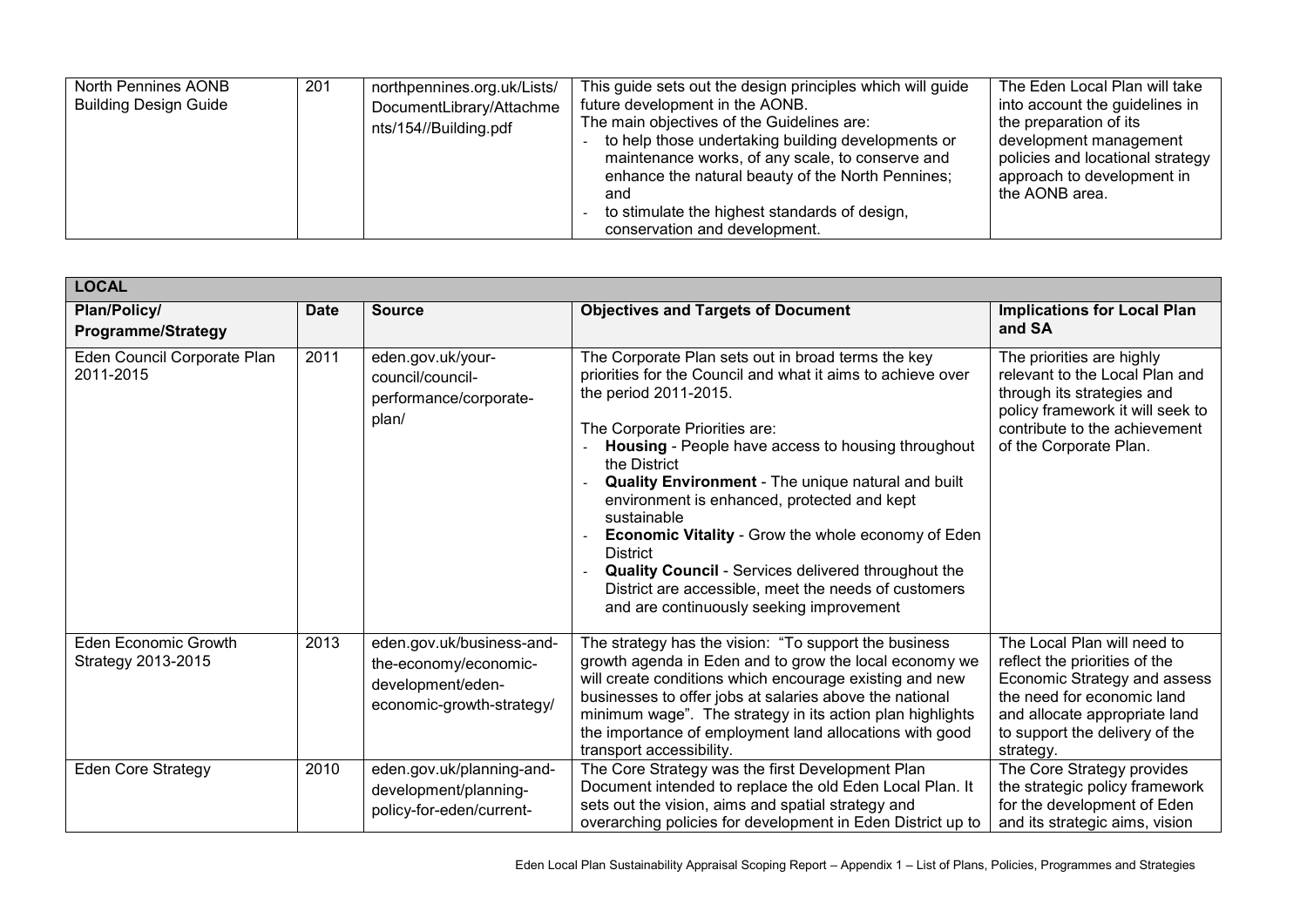| North Pennines AONB Building Design Guide | 201 | northpennines.org.uk/Lists/DocumentLibrary/Attachments/154//Building.pdf | This guide sets out the design principles which will guide future development in the AONB.<br>The main objectives of the Guidelines are:<br>- to help those undertaking building developments or maintenance works, of any scale, to conserve and enhance the natural beauty of the North Pennines; and<br>- to stimulate the highest standards of design, conservation and development. | The Eden Local Plan will take into account the guidelines in the preparation of its development management policies and locational strategy approach to development in the AONB area. |
|---|---|---|---|---|

| LOCAL | | | | |
|---|---|---|---|---|
| **Plan/Policy/ Programme/Strategy** | **Date** | **Source** | **Objectives and Targets of Document** | **Implications for Local Plan and SA** |
| Eden Council Corporate Plan 2011-2015 | 2011 | eden.gov.uk/your-council/council-performance/corporate-plan/ | The Corporate Plan sets out in broad terms the key priorities for the Council and what it aims to achieve over the period 2011-2015.<br><br>The Corporate Priorities are:<br>- **Housing** - People have access to housing throughout the District<br>- **Quality Environment** - The unique natural and built environment is enhanced, protected and kept sustainable<br>- **Economic Vitality** - Grow the whole economy of Eden District<br>- **Quality Council** - Services delivered throughout the District are accessible, meet the needs of customers and are continuously seeking improvement | The priorities are highly relevant to the Local Plan and through its strategies and policy framework it will seek to contribute to the achievement of the Corporate Plan. |
| Eden Economic Growth Strategy 2013-2015 | 2013 | eden.gov.uk/business-and-the-economy/economic-development/eden-economic-growth-strategy/ | The strategy has the vision: "To support the business growth agenda in Eden and to grow the local economy we will create conditions which encourage existing and new businesses to offer jobs at salaries above the national minimum wage". The strategy in its action plan highlights the importance of employment land allocations with good transport accessibility. | The Local Plan will need to reflect the priorities of the Economic Strategy and assess the need for economic land and allocate appropriate land to support the delivery of the strategy. |
| Eden Core Strategy | 2010 | eden.gov.uk/planning-and-development/planning-policy-for-eden/current- | The Core Strategy was the first Development Plan Document intended to replace the old Eden Local Plan. It sets out the vision, aims and spatial strategy and overarching policies for development in Eden District up to | The Core Strategy provides the strategic policy framework for the development of Eden and its strategic aims, vision |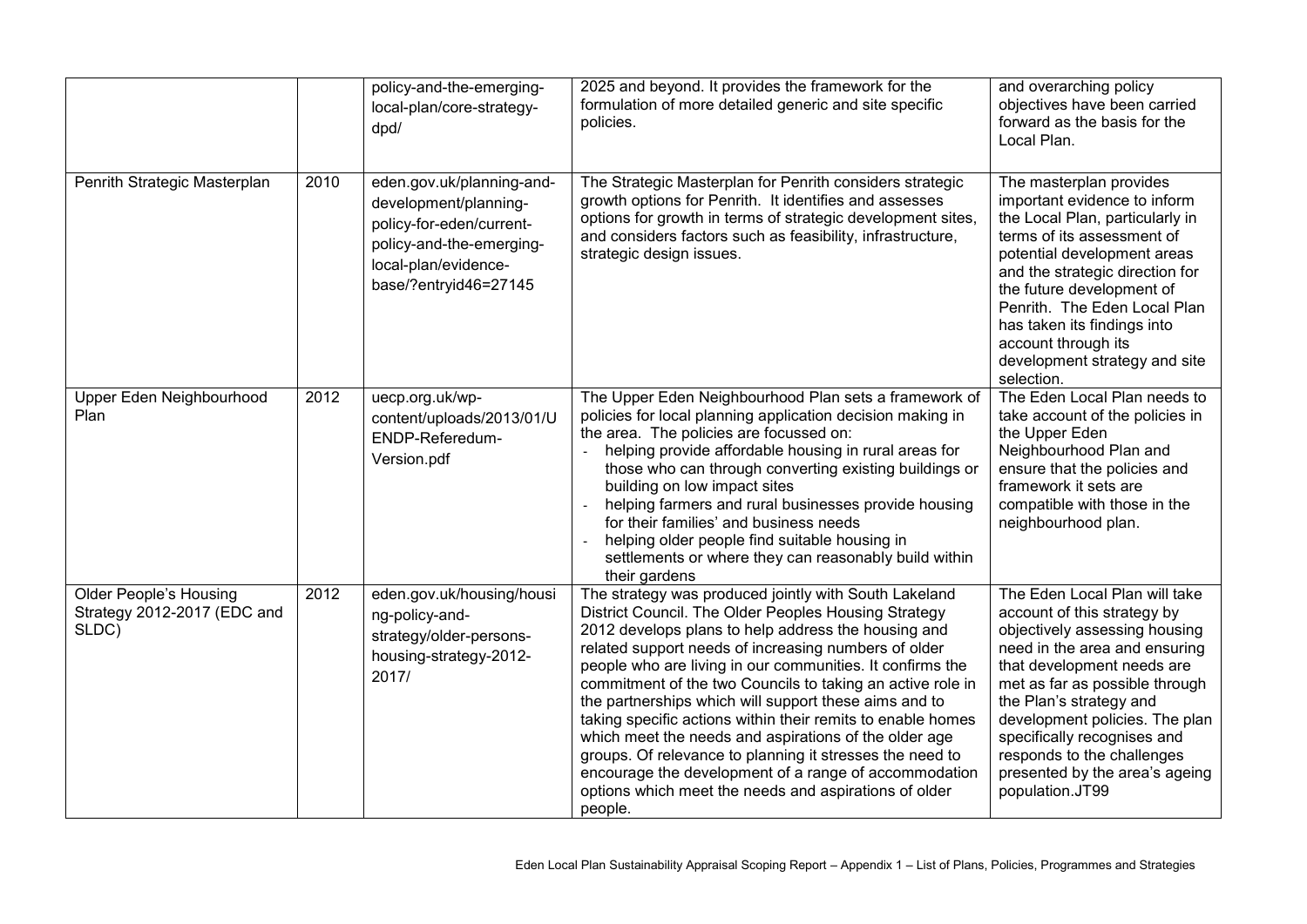| | | | | |
|---|---|---|---|---|
| | | policy-and-the-emerging-local-plan/core-strategy-dpd/ | 2025 and beyond. It provides the framework for the formulation of more detailed generic and site specific policies. | and overarching policy objectives have been carried forward as the basis for the Local Plan. |
| Penrith Strategic Masterplan | 2010 | eden.gov.uk/planning-and-development/planning-policy-for-eden/current-policy-and-the-emerging-local-plan/evidence-base/?entryid46=27145 | The Strategic Masterplan for Penrith considers strategic growth options for Penrith. It identifies and assesses options for growth in terms of strategic development sites, and considers factors such as feasibility, infrastructure, strategic design issues. | The masterplan provides important evidence to inform the Local Plan, particularly in terms of its assessment of potential development areas and the strategic direction for the future development of Penrith. The Eden Local Plan has taken its findings into account through its development strategy and site selection. |
| Upper Eden Neighbourhood Plan | 2012 | uecp.org.uk/wp-content/uploads/2013/01/UENDP-Referedum-Version.pdf | The Upper Eden Neighbourhood Plan sets a framework of policies for local planning application decision making in the area. The policies are focussed on:<br>- helping provide affordable housing in rural areas for those who can through converting existing buildings or building on low impact sites<br>- helping farmers and rural businesses provide housing for their families' and business needs<br>- helping older people find suitable housing in settlements or where they can reasonably build within their gardens | The Eden Local Plan needs to take account of the policies in the Upper Eden Neighbourhood Plan and ensure that the policies and framework it sets are compatible with those in the neighbourhood plan. |
| Older People's Housing Strategy 2012-2017 (EDC and SLDC) | 2012 | eden.gov.uk/housing/housing-policy-and-strategy/older-persons-housing-strategy-2012-2017/ | The strategy was produced jointly with South Lakeland District Council. The Older Peoples Housing Strategy 2012 develops plans to help address the housing and related support needs of increasing numbers of older people who are living in our communities. It confirms the commitment of the two Councils to taking an active role in the partnerships which will support these aims and to taking specific actions within their remits to enable homes which meet the needs and aspirations of the older age groups. Of relevance to planning it stresses the need to encourage the development of a range of accommodation options which meet the needs and aspirations of older people. | The Eden Local Plan will take account of this strategy by objectively assessing housing need in the area and ensuring that development needs are met as far as possible through the Plan's strategy and development policies. The plan specifically recognises and responds to the challenges presented by the area's ageing population.JT99 |